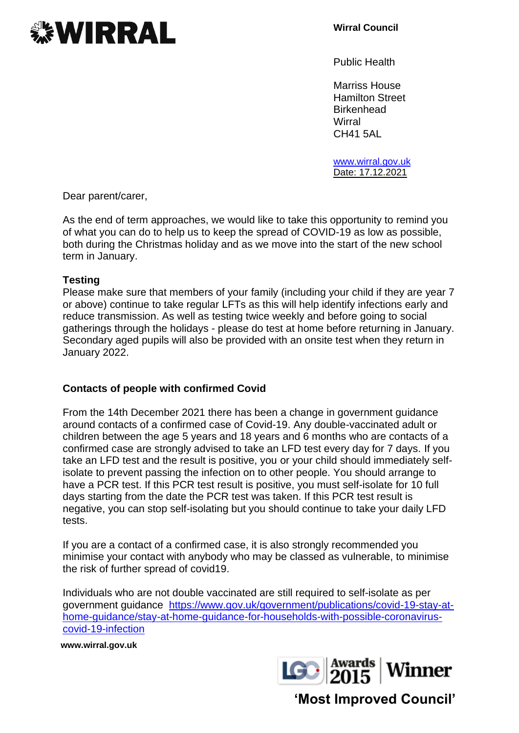**WIRRAL**

**Wirral Council**

Public Health

Marriss House
Hamilton Street
Birkenhead
Wirral
CH41 5AL

www.wirral.gov.uk
Date: 17.12.2021

Dear parent/carer,

As the end of term approaches, we would like to take this opportunity to remind you of what you can do to help us to keep the spread of COVID-19 as low as possible, both during the Christmas holiday and as we move into the start of the new school term in January.

**Testing**

Please make sure that members of your family (including your child if they are year 7 or above) continue to take regular LFTs as this will help identify infections early and reduce transmission. As well as testing twice weekly and before going to social gatherings through the holidays - please do test at home before returning in January. Secondary aged pupils will also be provided with an onsite test when they return in January 2022.

**Contacts of people with confirmed Covid**

From the 14th December 2021 there has been a change in government guidance around contacts of a confirmed case of Covid-19. Any double-vaccinated adult or children between the age 5 years and 18 years and 6 months who are contacts of a confirmed case are strongly advised to take an LFD test every day for 7 days. If you take an LFD test and the result is positive, you or your child should immediately self-isolate to prevent passing the infection on to other people. You should arrange to have a PCR test. If this PCR test result is positive, you must self-isolate for 10 full days starting from the date the PCR test was taken. If this PCR test result is negative, you can stop self-isolating but you should continue to take your daily LFD tests.

If you are a contact of a confirmed case, it is also strongly recommended you minimise your contact with anybody who may be classed as vulnerable, to minimise the risk of further spread of covid19.

Individuals who are not double vaccinated are still required to self-isolate as per government guidance https://www.gov.uk/government/publications/covid-19-stay-at-home-guidance/stay-at-home-guidance-for-households-with-possible-coronavirus-covid-19-infection

**www.wirral.gov.uk**

LGC Awards 2015 Winner

**'Most Improved Council'**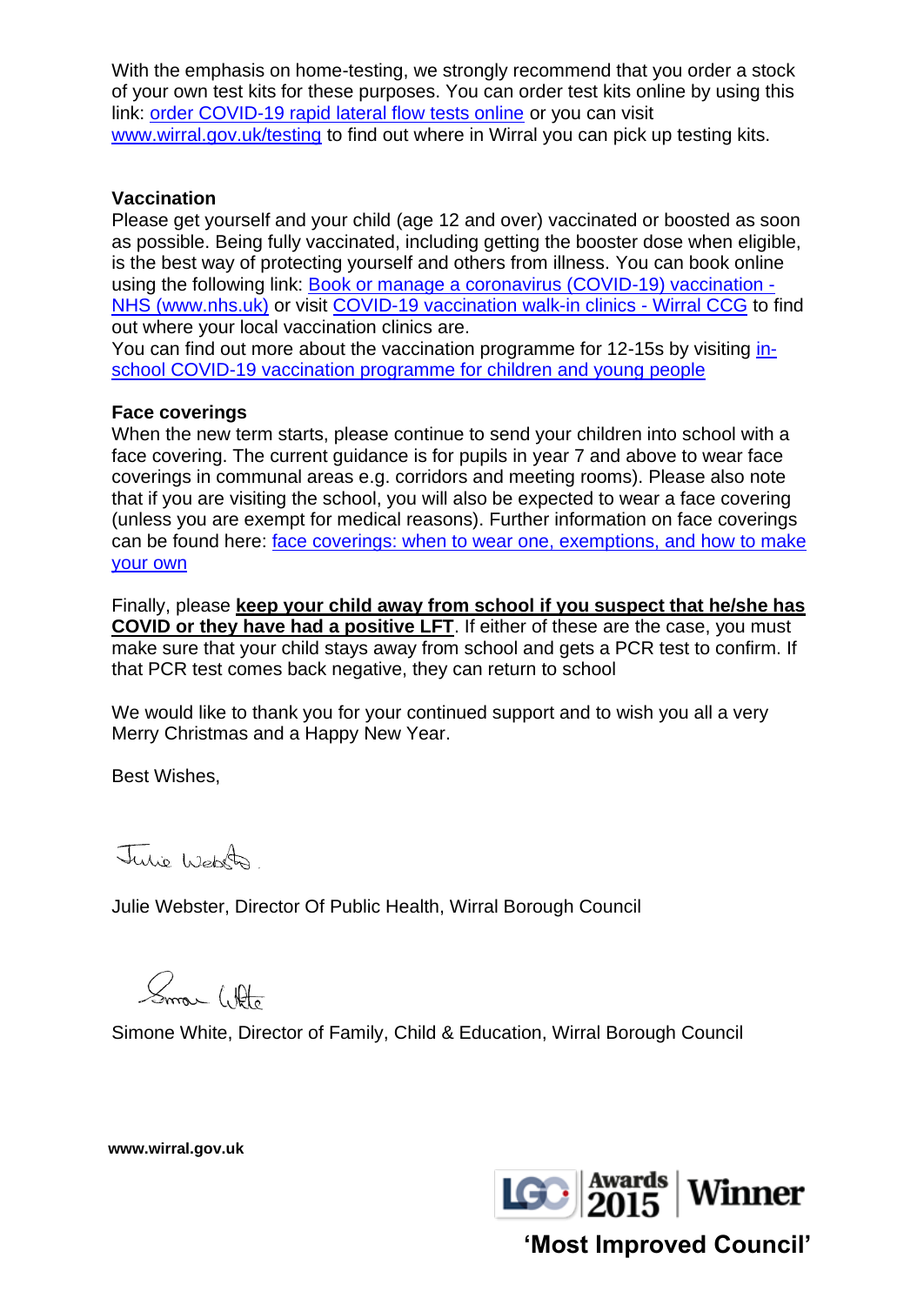With the emphasis on home-testing, we strongly recommend that you order a stock of your own test kits for these purposes. You can order test kits online by using this link: order COVID-19 rapid lateral flow tests online or you can visit www.wirral.gov.uk/testing to find out where in Wirral you can pick up testing kits.

**Vaccination**

Please get yourself and your child (age 12 and over) vaccinated or boosted as soon as possible. Being fully vaccinated, including getting the booster dose when eligible, is the best way of protecting yourself and others from illness. You can book online using the following link: Book or manage a coronavirus (COVID-19) vaccination - NHS (www.nhs.uk) or visit COVID-19 vaccination walk-in clinics - Wirral CCG to find out where your local vaccination clinics are.

You can find out more about the vaccination programme for 12-15s by visiting in-school COVID-19 vaccination programme for children and young people

**Face coverings**

When the new term starts, please continue to send your children into school with a face covering. The current guidance is for pupils in year 7 and above to wear face coverings in communal areas e.g. corridors and meeting rooms). Please also note that if you are visiting the school, you will also be expected to wear a face covering (unless you are exempt for medical reasons). Further information on face coverings can be found here: face coverings: when to wear one, exemptions, and how to make your own

Finally, please **keep your child away from school if you suspect that he/she has COVID or they have had a positive LFT**. If either of these are the case, you must make sure that your child stays away from school and gets a PCR test to confirm. If that PCR test comes back negative, they can return to school

We would like to thank you for your continued support and to wish you all a very Merry Christmas and a Happy New Year.

Best Wishes,

Julie Webster

Julie Webster, Director Of Public Health, Wirral Borough Council

Simone White

Simone White, Director of Family, Child & Education, Wirral Borough Council

www.wirral.gov.uk

LGC Awards 2015 Winner

'Most Improved Council'